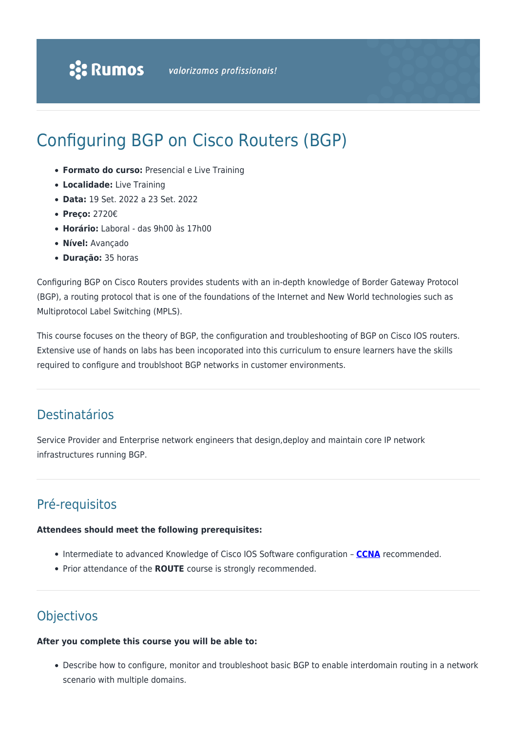Rumos valorizamos profissionais!

# Configuring BGP on Cisco Routers (BGP)

- **Formato do curso:** Presencial e Live Training
- **Localidade:** Live Training
- **Data:** 19 Set. 2022 a 23 Set. 2022
- **Preço:** 2720€
- **Horário:** Laboral - das 9h00 às 17h00
- **Nível:** Avançado
- **Duração:** 35 horas

Configuring BGP on Cisco Routers provides students with an in-depth knowledge of Border Gateway Protocol (BGP), a routing protocol that is one of the foundations of the Internet and New World technologies such as Multiprotocol Label Switching (MPLS).

This course focuses on the theory of BGP, the configuration and troubleshooting of BGP on Cisco IOS routers. Extensive use of hands on labs has been incoporated into this curriculum to ensure learners have the skills required to configure and troublshoot BGP networks in customer environments.

## Destinatários

Service Provider and Enterprise network engineers that design,deploy and maintain core IP network infrastructures running BGP.

## Pré-requisitos

**Attendees should meet the following prerequisites:**

- Intermediate to advanced Knowledge of Cisco IOS Software configuration – **CCNA** recommended.
- Prior attendance of the **ROUTE** course is strongly recommended.

## Objectivos

**After you complete this course you will be able to:**

- Describe how to configure, monitor and troubleshoot basic BGP to enable interdomain routing in a network scenario with multiple domains.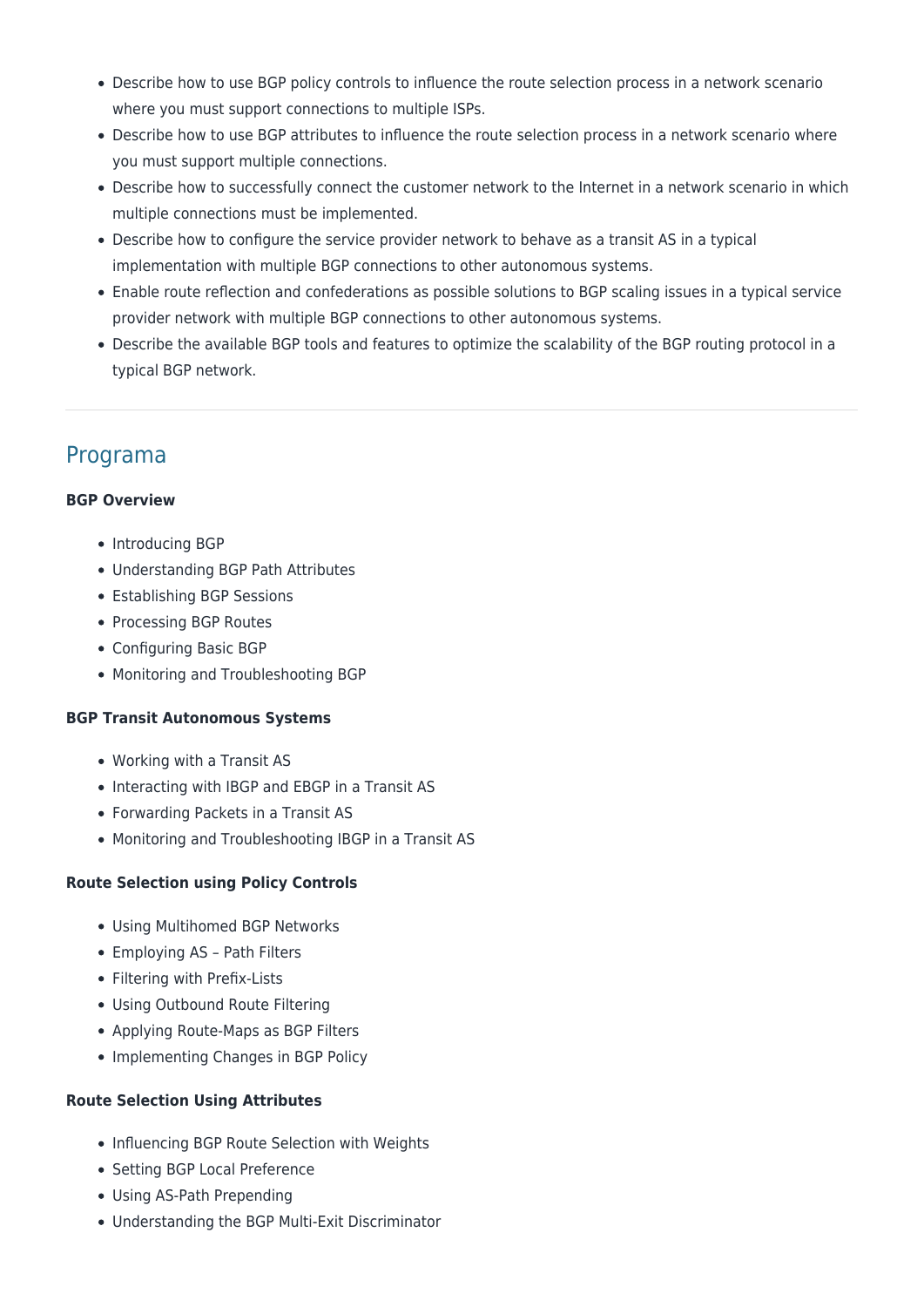- Describe how to use BGP policy controls to influence the route selection process in a network scenario where you must support connections to multiple ISPs.
- Describe how to use BGP attributes to influence the route selection process in a network scenario where you must support multiple connections.
- Describe how to successfully connect the customer network to the Internet in a network scenario in which multiple connections must be implemented.
- Describe how to configure the service provider network to behave as a transit AS in a typical implementation with multiple BGP connections to other autonomous systems.
- Enable route reflection and confederations as possible solutions to BGP scaling issues in a typical service provider network with multiple BGP connections to other autonomous systems.
- Describe the available BGP tools and features to optimize the scalability of the BGP routing protocol in a typical BGP network.

---

## Programa

**BGP Overview**

- Introducing BGP
- Understanding BGP Path Attributes
- Establishing BGP Sessions
- Processing BGP Routes
- Configuring Basic BGP
- Monitoring and Troubleshooting BGP

**BGP Transit Autonomous Systems**

- Working with a Transit AS
- Interacting with IBGP and EBGP in a Transit AS
- Forwarding Packets in a Transit AS
- Monitoring and Troubleshooting IBGP in a Transit AS

**Route Selection using Policy Controls**

- Using Multihomed BGP Networks
- Employing AS – Path Filters
- Filtering with Prefix-Lists
- Using Outbound Route Filtering
- Applying Route-Maps as BGP Filters
- Implementing Changes in BGP Policy

**Route Selection Using Attributes**

- Influencing BGP Route Selection with Weights
- Setting BGP Local Preference
- Using AS-Path Prepending
- Understanding the BGP Multi-Exit Discriminator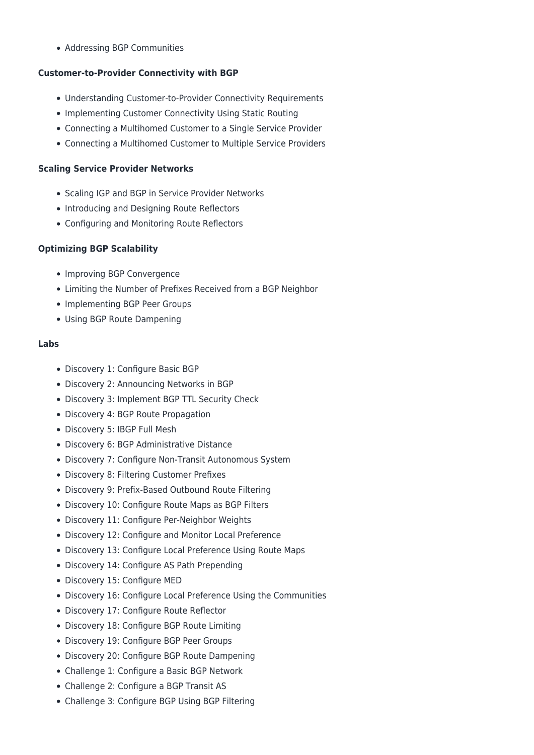- Addressing BGP Communities

**Customer-to-Provider Connectivity with BGP**

- Understanding Customer-to-Provider Connectivity Requirements
- Implementing Customer Connectivity Using Static Routing
- Connecting a Multihomed Customer to a Single Service Provider
- Connecting a Multihomed Customer to Multiple Service Providers

**Scaling Service Provider Networks**

- Scaling IGP and BGP in Service Provider Networks
- Introducing and Designing Route Reflectors
- Configuring and Monitoring Route Reflectors

**Optimizing BGP Scalability**

- Improving BGP Convergence
- Limiting the Number of Prefixes Received from a BGP Neighbor
- Implementing BGP Peer Groups
- Using BGP Route Dampening

**Labs**

- Discovery 1: Configure Basic BGP
- Discovery 2: Announcing Networks in BGP
- Discovery 3: Implement BGP TTL Security Check
- Discovery 4: BGP Route Propagation
- Discovery 5: IBGP Full Mesh
- Discovery 6: BGP Administrative Distance
- Discovery 7: Configure Non-Transit Autonomous System
- Discovery 8: Filtering Customer Prefixes
- Discovery 9: Prefix-Based Outbound Route Filtering
- Discovery 10: Configure Route Maps as BGP Filters
- Discovery 11: Configure Per-Neighbor Weights
- Discovery 12: Configure and Monitor Local Preference
- Discovery 13: Configure Local Preference Using Route Maps
- Discovery 14: Configure AS Path Prepending
- Discovery 15: Configure MED
- Discovery 16: Configure Local Preference Using the Communities
- Discovery 17: Configure Route Reflector
- Discovery 18: Configure BGP Route Limiting
- Discovery 19: Configure BGP Peer Groups
- Discovery 20: Configure BGP Route Dampening
- Challenge 1: Configure a Basic BGP Network
- Challenge 2: Configure a BGP Transit AS
- Challenge 3: Configure BGP Using BGP Filtering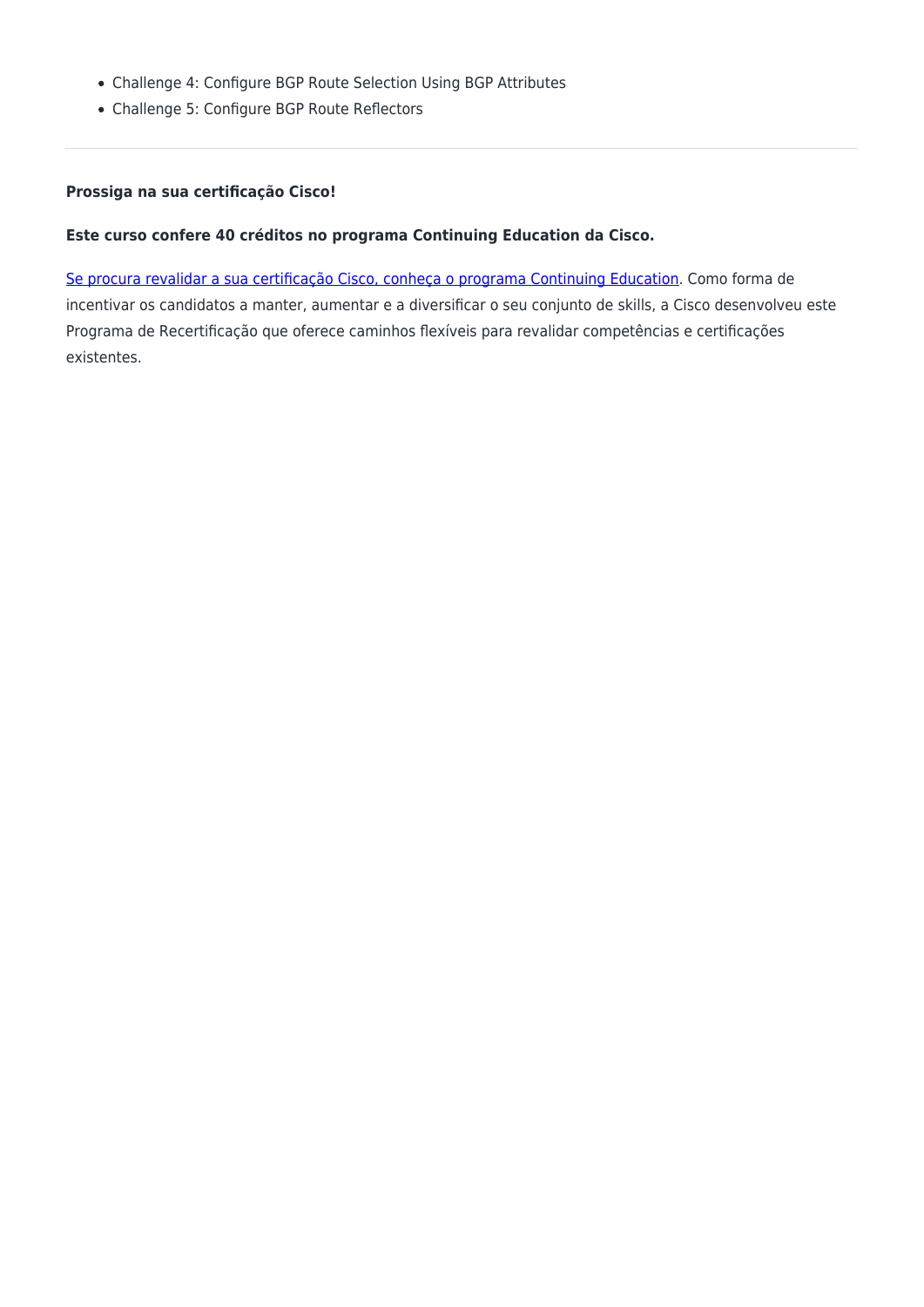- Challenge 4: Configure BGP Route Selection Using BGP Attributes
- Challenge 5: Configure BGP Route Reflectors

---

**Prossiga na sua certificação Cisco!**

**Este curso confere 40 créditos no programa Continuing Education da Cisco.**

Se procura revalidar a sua certificação Cisco, conheça o programa Continuing Education. Como forma de incentivar os candidatos a manter, aumentar e a diversificar o seu conjunto de skills, a Cisco desenvolveu este Programa de Recertificação que oferece caminhos flexíveis para revalidar competências e certificações existentes.